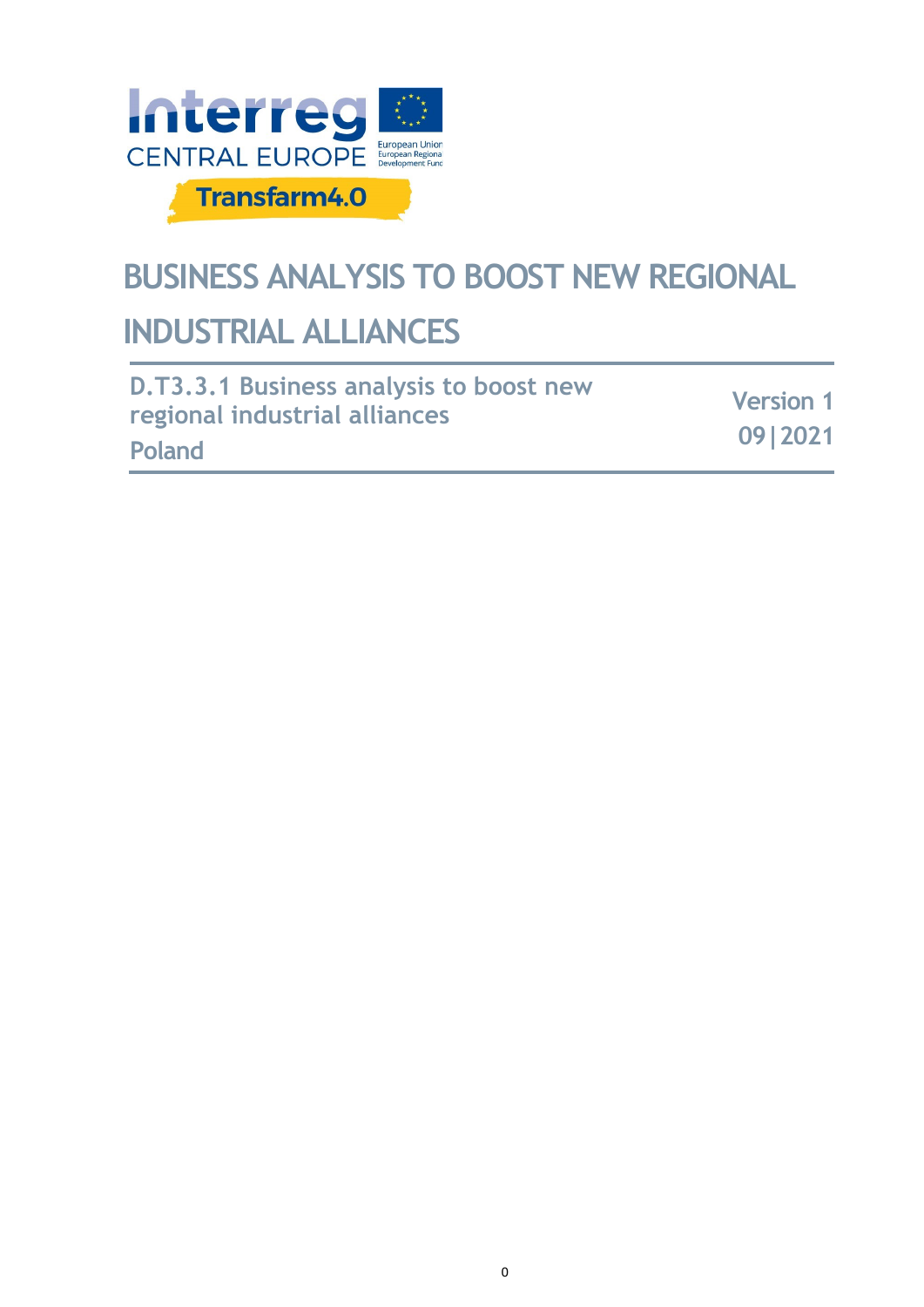Interreg CENTRAL EUROPE

European Union
European Regional Development Fund

Transfarm4.0

# BUSINESS ANALYSIS TO BOOST NEW REGIONAL INDUSTRIAL ALLIANCES

**D.T3.3.1 Business analysis to boost new regional industrial alliances**

**Poland**

**Version 1**
**09|2021**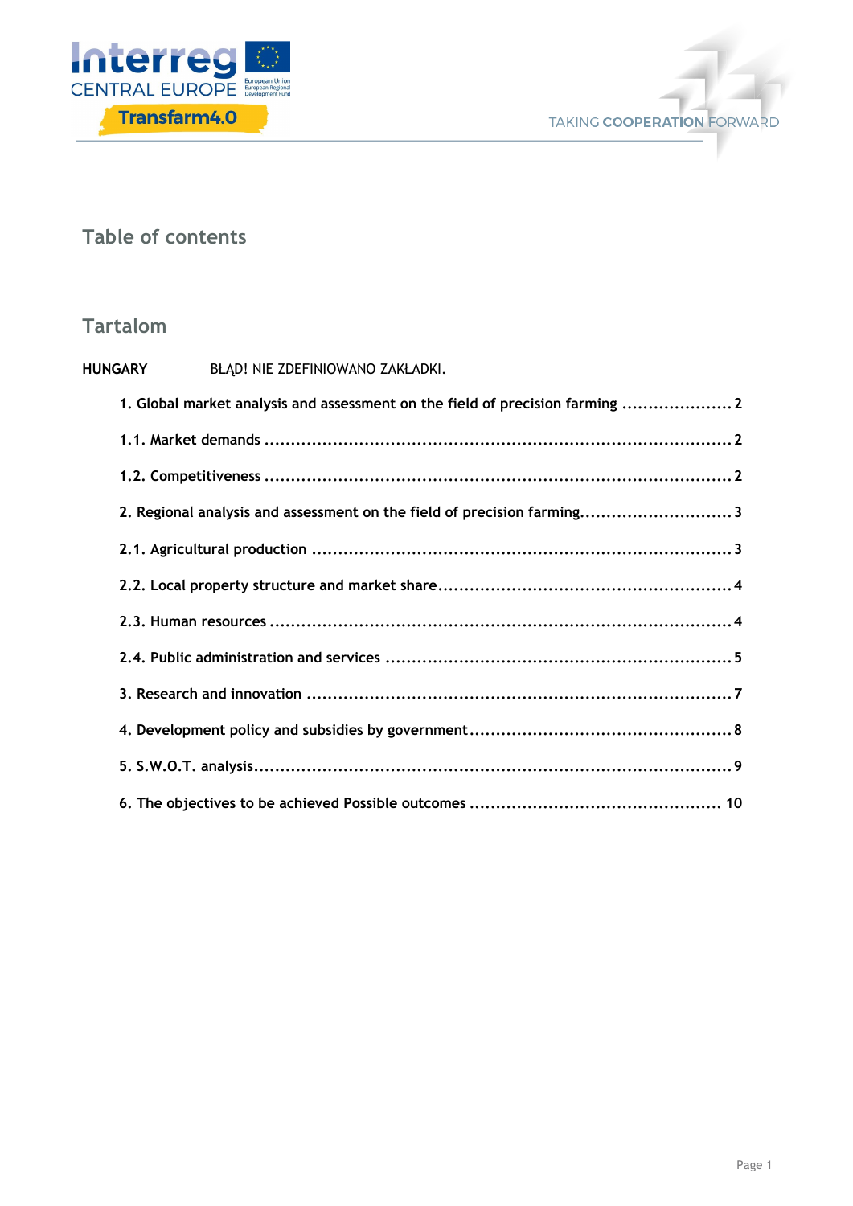## Table of contents

## Tartalom

**HUNGARY** BŁĄD! NIE ZDEFINIOWANO ZAKŁADKI.

- **1. Global market analysis and assessment on the field of precision farming** ..................... 2
- **1.1. Market demands** ..................... 2
- **1.2. Competitiveness** ..................... 2
- **2. Regional analysis and assessment on the field of precision farming** ..................... 3
- **2.1. Agricultural production** ..................... 3
- **2.2. Local property structure and market share** ..................... 4
- **2.3. Human resources** ..................... 4
- **2.4. Public administration and services** ..................... 5
- **3. Research and innovation** ..................... 7
- **4. Development policy and subsidies by government** ..................... 8
- **5. S.W.O.T. analysis** ..................... 9
- **6. The objectives to be achieved Possible outcomes** ..................... 10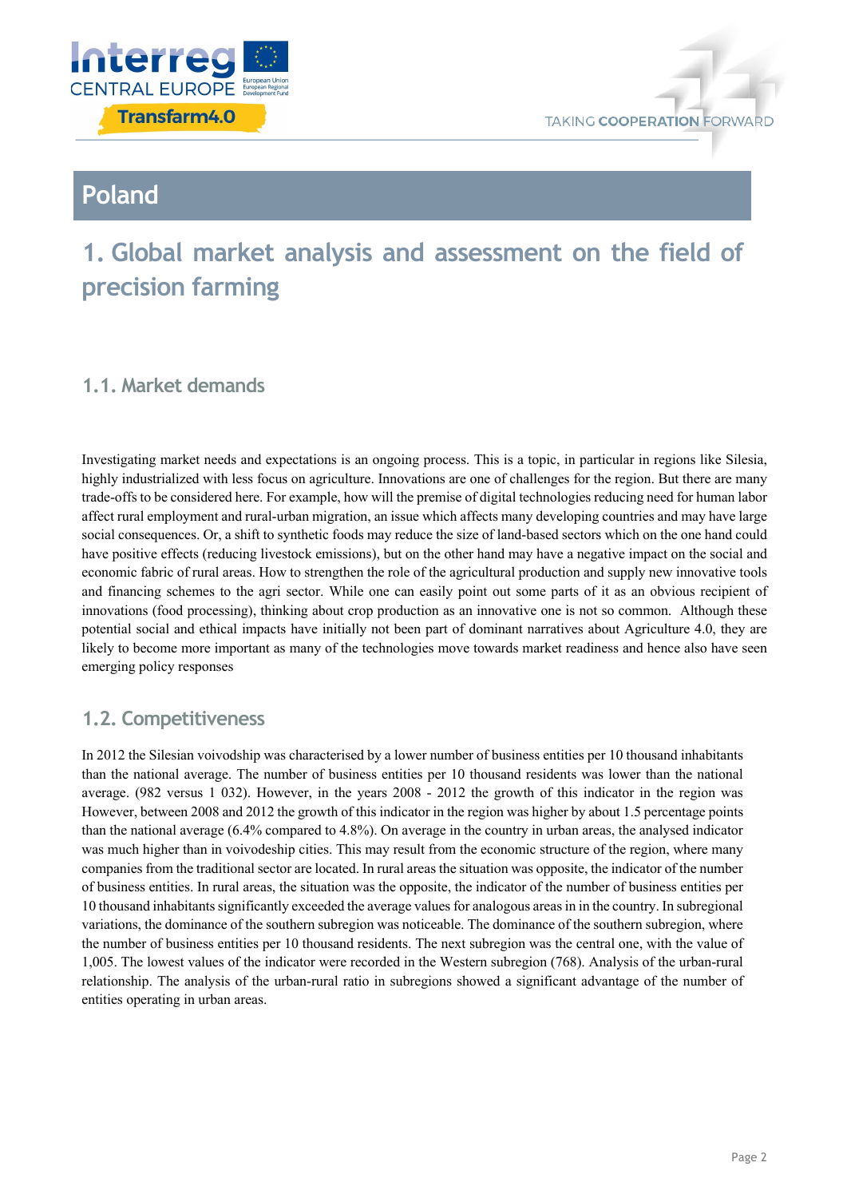# Poland

## 1. Global market analysis and assessment on the field of precision farming

### 1.1. Market demands

Investigating market needs and expectations is an ongoing process. This is a topic, in particular in regions like Silesia, highly industrialized with less focus on agriculture. Innovations are one of challenges for the region. But there are many trade-offs to be considered here. For example, how will the premise of digital technologies reducing need for human labor affect rural employment and rural-urban migration, an issue which affects many developing countries and may have large social consequences. Or, a shift to synthetic foods may reduce the size of land-based sectors which on the one hand could have positive effects (reducing livestock emissions), but on the other hand may have a negative impact on the social and economic fabric of rural areas. How to strengthen the role of the agricultural production and supply new innovative tools and financing schemes to the agri sector. While one can easily point out some parts of it as an obvious recipient of innovations (food processing), thinking about crop production as an innovative one is not so common. Although these potential social and ethical impacts have initially not been part of dominant narratives about Agriculture 4.0, they are likely to become more important as many of the technologies move towards market readiness and hence also have seen emerging policy responses

### 1.2. Competitiveness

In 2012 the Silesian voivodship was characterised by a lower number of business entities per 10 thousand inhabitants than the national average. The number of business entities per 10 thousand residents was lower than the national average. (982 versus 1 032). However, in the years 2008 - 2012 the growth of this indicator in the region was However, between 2008 and 2012 the growth of this indicator in the region was higher by about 1.5 percentage points than the national average (6.4% compared to 4.8%). On average in the country in urban areas, the analysed indicator was much higher than in voivodeship cities. This may result from the economic structure of the region, where many companies from the traditional sector are located. In rural areas the situation was opposite, the indicator of the number of business entities. In rural areas, the situation was the opposite, the indicator of the number of business entities per 10 thousand inhabitants significantly exceeded the average values for analogous areas in in the country. In subregional variations, the dominance of the southern subregion was noticeable. The dominance of the southern subregion, where the number of business entities per 10 thousand residents. The next subregion was the central one, with the value of 1,005. The lowest values of the indicator were recorded in the Western subregion (768). Analysis of the urban-rural relationship. The analysis of the urban-rural ratio in subregions showed a significant advantage of the number of entities operating in urban areas.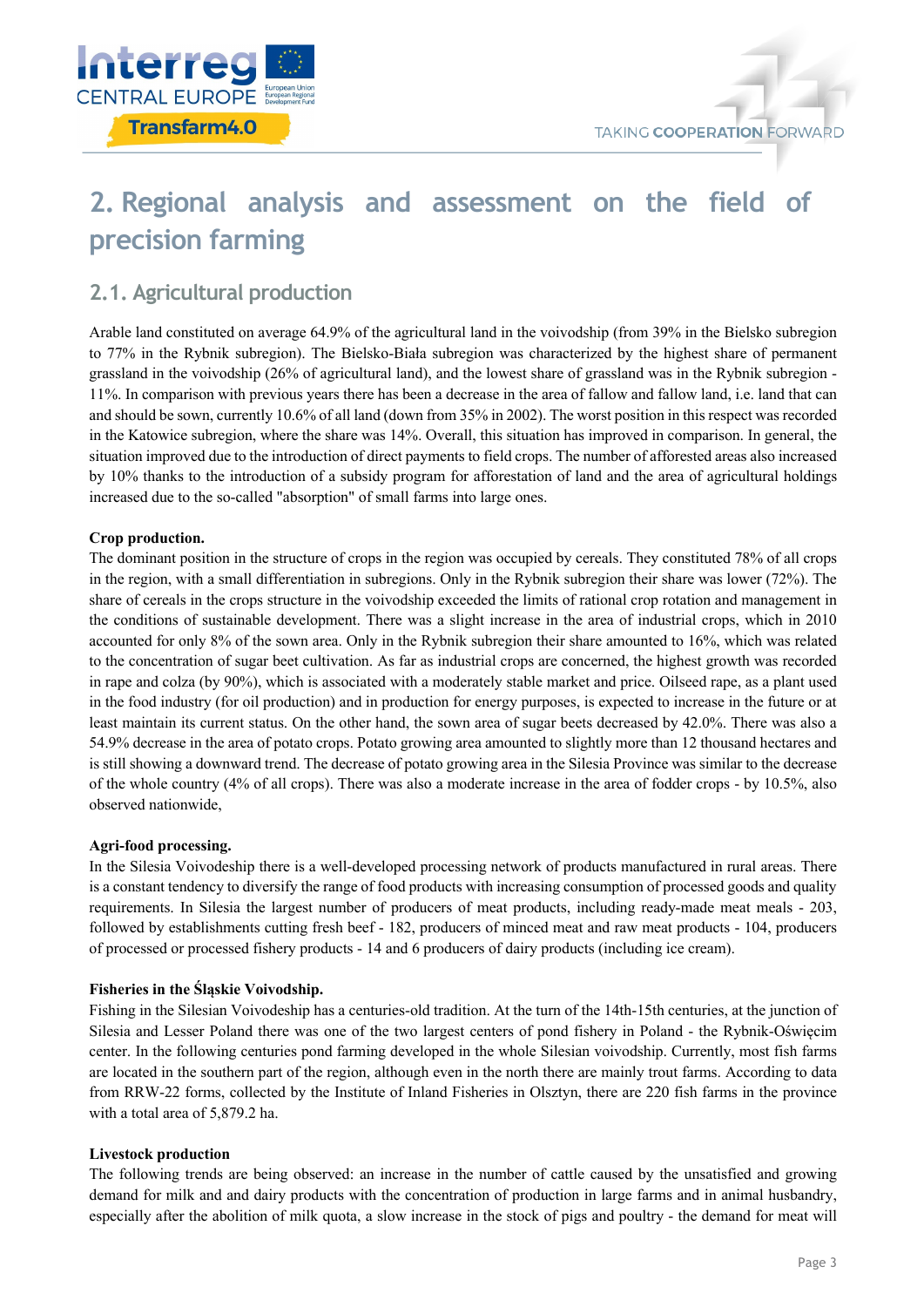# 2. Regional analysis and assessment on the field of precision farming

## 2.1. Agricultural production

Arable land constituted on average 64.9% of the agricultural land in the voivodship (from 39% in the Bielsko subregion to 77% in the Rybnik subregion). The Bielsko-Biała subregion was characterized by the highest share of permanent grassland in the voivodship (26% of agricultural land), and the lowest share of grassland was in the Rybnik subregion - 11%. In comparison with previous years there has been a decrease in the area of fallow and fallow land, i.e. land that can and should be sown, currently 10.6% of all land (down from 35% in 2002). The worst position in this respect was recorded in the Katowice subregion, where the share was 14%. Overall, this situation has improved in comparison. In general, the situation improved due to the introduction of direct payments to field crops. The number of afforested areas also increased by 10% thanks to the introduction of a subsidy program for afforestation of land and the area of agricultural holdings increased due to the so-called "absorption" of small farms into large ones.

**Crop production.**
The dominant position in the structure of crops in the region was occupied by cereals. They constituted 78% of all crops in the region, with a small differentiation in subregions. Only in the Rybnik subregion their share was lower (72%). The share of cereals in the crops structure in the voivodship exceeded the limits of rational crop rotation and management in the conditions of sustainable development. There was a slight increase in the area of industrial crops, which in 2010 accounted for only 8% of the sown area. Only in the Rybnik subregion their share amounted to 16%, which was related to the concentration of sugar beet cultivation. As far as industrial crops are concerned, the highest growth was recorded in rape and colza (by 90%), which is associated with a moderately stable market and price. Oilseed rape, as a plant used in the food industry (for oil production) and in production for energy purposes, is expected to increase in the future or at least maintain its current status. On the other hand, the sown area of sugar beets decreased by 42.0%. There was also a 54.9% decrease in the area of potato crops. Potato growing area amounted to slightly more than 12 thousand hectares and is still showing a downward trend. The decrease of potato growing area in the Silesia Province was similar to the decrease of the whole country (4% of all crops). There was also a moderate increase in the area of fodder crops - by 10.5%, also observed nationwide,

**Agri-food processing.**
In the Silesia Voivodeship there is a well-developed processing network of products manufactured in rural areas. There is a constant tendency to diversify the range of food products with increasing consumption of processed goods and quality requirements. In Silesia the largest number of producers of meat products, including ready-made meat meals - 203, followed by establishments cutting fresh beef - 182, producers of minced meat and raw meat products - 104, producers of processed or processed fishery products - 14 and 6 producers of dairy products (including ice cream).

**Fisheries in the Śląskie Voivodship.**
Fishing in the Silesian Voivodeship has a centuries-old tradition. At the turn of the 14th-15th centuries, at the junction of Silesia and Lesser Poland there was one of the two largest centers of pond fishery in Poland - the Rybnik-Oświęcim center. In the following centuries pond farming developed in the whole Silesian voivodship. Currently, most fish farms are located in the southern part of the region, although even in the north there are mainly trout farms. According to data from RRW-22 forms, collected by the Institute of Inland Fisheries in Olsztyn, there are 220 fish farms in the province with a total area of 5,879.2 ha.

**Livestock production**
The following trends are being observed: an increase in the number of cattle caused by the unsatisfied and growing demand for milk and and dairy products with the concentration of production in large farms and in animal husbandry, especially after the abolition of milk quota, a slow increase in the stock of pigs and poultry - the demand for meat will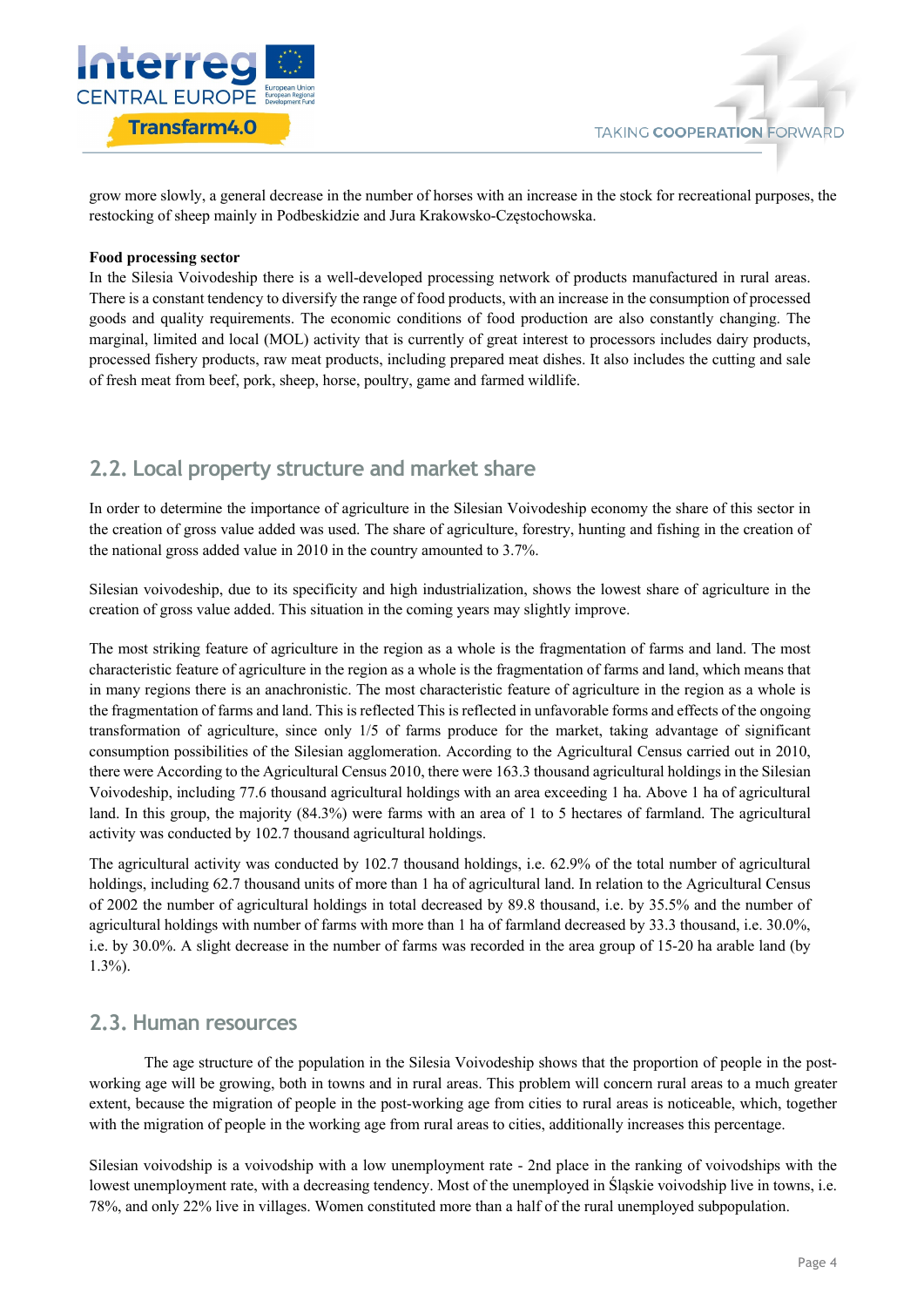grow more slowly, a general decrease in the number of horses with an increase in the stock for recreational purposes, the restocking of sheep mainly in Podbeskidzie and Jura Krakowsko-Częstochowska.

**Food processing sector**

In the Silesia Voivodeship there is a well-developed processing network of products manufactured in rural areas. There is a constant tendency to diversify the range of food products, with an increase in the consumption of processed goods and quality requirements. The economic conditions of food production are also constantly changing. The marginal, limited and local (MOL) activity that is currently of great interest to processors includes dairy products, processed fishery products, raw meat products, including prepared meat dishes. It also includes the cutting and sale of fresh meat from beef, pork, sheep, horse, poultry, game and farmed wildlife.

## 2.2. Local property structure and market share

In order to determine the importance of agriculture in the Silesian Voivodeship economy the share of this sector in the creation of gross value added was used. The share of agriculture, forestry, hunting and fishing in the creation of the national gross added value in 2010 in the country amounted to 3.7%.

Silesian voivodeship, due to its specificity and high industrialization, shows the lowest share of agriculture in the creation of gross value added. This situation in the coming years may slightly improve.

The most striking feature of agriculture in the region as a whole is the fragmentation of farms and land. The most characteristic feature of agriculture in the region as a whole is the fragmentation of farms and land, which means that in many regions there is an anachronistic. The most characteristic feature of agriculture in the region as a whole is the fragmentation of farms and land. This is reflected This is reflected in unfavorable forms and effects of the ongoing transformation of agriculture, since only 1/5 of farms produce for the market, taking advantage of significant consumption possibilities of the Silesian agglomeration. According to the Agricultural Census carried out in 2010, there were According to the Agricultural Census 2010, there were 163.3 thousand agricultural holdings in the Silesian Voivodeship, including 77.6 thousand agricultural holdings with an area exceeding 1 ha. Above 1 ha of agricultural land. In this group, the majority (84.3%) were farms with an area of 1 to 5 hectares of farmland. The agricultural activity was conducted by 102.7 thousand agricultural holdings.

The agricultural activity was conducted by 102.7 thousand holdings, i.e. 62.9% of the total number of agricultural holdings, including 62.7 thousand units of more than 1 ha of agricultural land. In relation to the Agricultural Census of 2002 the number of agricultural holdings in total decreased by 89.8 thousand, i.e. by 35.5% and the number of agricultural holdings with number of farms with more than 1 ha of farmland decreased by 33.3 thousand, i.e. 30.0%, i.e. by 30.0%. A slight decrease in the number of farms was recorded in the area group of 15-20 ha arable land (by 1.3%).

## 2.3. Human resources

The age structure of the population in the Silesia Voivodeship shows that the proportion of people in the post-working age will be growing, both in towns and in rural areas. This problem will concern rural areas to a much greater extent, because the migration of people in the post-working age from cities to rural areas is noticeable, which, together with the migration of people in the working age from rural areas to cities, additionally increases this percentage.

Silesian voivodship is a voivodship with a low unemployment rate - 2nd place in the ranking of voivodships with the lowest unemployment rate, with a decreasing tendency. Most of the unemployed in Śląskie voivodship live in towns, i.e. 78%, and only 22% live in villages. Women constituted more than a half of the rural unemployed subpopulation.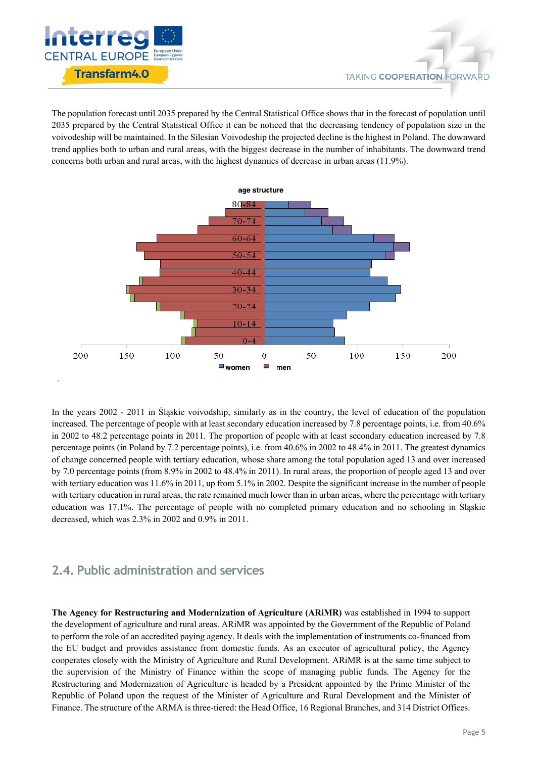The population forecast until 2035 prepared by the Central Statistical Office shows that in the forecast of population until 2035 prepared by the Central Statistical Office it can be noticed that the decreasing tendency of population size in the voivodeship will be maintained. In the Silesian Voivodeship the projected decline is the highest in Poland. The downward trend applies both to urban and rural areas, with the biggest decrease in the number of inhabitants. The downward trend concerns both urban and rural areas, with the highest dynamics of decrease in urban areas (11.9%).

In the years 2002 - 2011 in Śląskie voivodship, similarly as in the country, the level of education of the population increased. The percentage of people with at least secondary education increased by 7.8 percentage points, i.e. from 40.6% in 2002 to 48.2 percentage points in 2011. The proportion of people with at least secondary education increased by 7.8 percentage points (in Poland by 7.2 percentage points), i.e. from 40.6% in 2002 to 48.4% in 2011. The greatest dynamics of change concerned people with tertiary education, whose share among the total population aged 13 and over increased by 7.0 percentage points (from 8.9% in 2002 to 48.4% in 2011). In rural areas, the proportion of people aged 13 and over with tertiary education was 11.6% in 2011, up from 5.1% in 2002. Despite the significant increase in the number of people with tertiary education in rural areas, the rate remained much lower than in urban areas, where the percentage with tertiary education was 17.1%. The percentage of people with no completed primary education and no schooling in Śląskie decreased, which was 2.3% in 2002 and 0.9% in 2011.

## 2.4. Public administration and services

**The Agency for Restructuring and Modernization of Agriculture (ARiMR)** was established in 1994 to support the development of agriculture and rural areas. ARiMR was appointed by the Government of the Republic of Poland to perform the role of an accredited paying agency. It deals with the implementation of instruments co-financed from the EU budget and provides assistance from domestic funds. As an executor of agricultural policy, the Agency cooperates closely with the Ministry of Agriculture and Rural Development. ARiMR is at the same time subject to the supervision of the Ministry of Finance within the scope of managing public funds. The Agency for the Restructuring and Modernization of Agriculture is headed by a President appointed by the Prime Minister of the Republic of Poland upon the request of the Minister of Agriculture and Rural Development and the Minister of Finance. The structure of the ARMA is three-tiered: the Head Office, 16 Regional Branches, and 314 District Offices.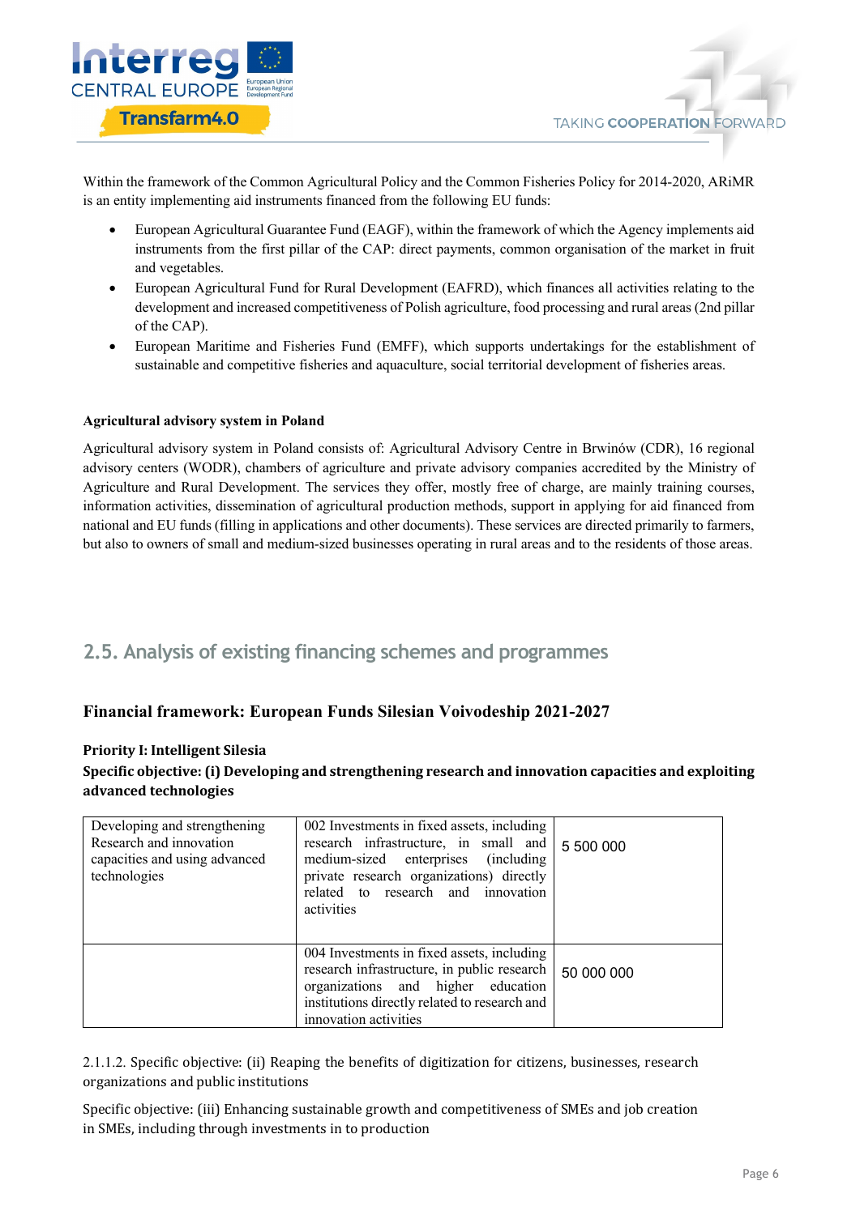Within the framework of the Common Agricultural Policy and the Common Fisheries Policy for 2014-2020, ARiMR is an entity implementing aid instruments financed from the following EU funds:

- European Agricultural Guarantee Fund (EAGF), within the framework of which the Agency implements aid instruments from the first pillar of the CAP: direct payments, common organisation of the market in fruit and vegetables.
- European Agricultural Fund for Rural Development (EAFRD), which finances all activities relating to the development and increased competitiveness of Polish agriculture, food processing and rural areas (2nd pillar of the CAP).
- European Maritime and Fisheries Fund (EMFF), which supports undertakings for the establishment of sustainable and competitive fisheries and aquaculture, social territorial development of fisheries areas.

**Agricultural advisory system in Poland**

Agricultural advisory system in Poland consists of: Agricultural Advisory Centre in Brwinów (CDR), 16 regional advisory centers (WODR), chambers of agriculture and private advisory companies accredited by the Ministry of Agriculture and Rural Development. The services they offer, mostly free of charge, are mainly training courses, information activities, dissemination of agricultural production methods, support in applying for aid financed from national and EU funds (filling in applications and other documents). These services are directed primarily to farmers, but also to owners of small and medium-sized businesses operating in rural areas and to the residents of those areas.

## 2.5. Analysis of existing financing schemes and programmes

### Financial framework: European Funds Silesian Voivodeship 2021-2027

**Priority I: Intelligent Silesia**

**Specific objective: (i) Developing and strengthening research and innovation capacities and exploiting advanced technologies**

| | | |
|---|---|---|
| Developing and strengthening Research and innovation capacities and using advanced technologies | 002 Investments in fixed assets, including research infrastructure, in small and medium-sized enterprises (including private research organizations) directly related to research and innovation activities | 5 500 000 |
| | 004 Investments in fixed assets, including research infrastructure, in public research organizations and higher education institutions directly related to research and innovation activities | 50 000 000 |

2.1.1.2. Specific objective: (ii) Reaping the benefits of digitization for citizens, businesses, research organizations and public institutions

Specific objective: (iii) Enhancing sustainable growth and competitiveness of SMEs and job creation in SMEs, including through investments in to production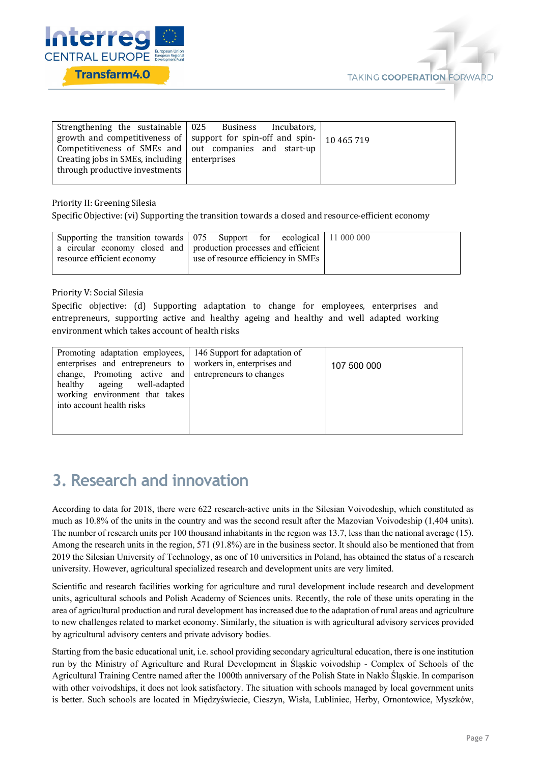| Strengthening the sustainable growth and competitiveness of Competitiveness of SMEs and Creating jobs in SMEs, including through productive investments | 025 Business Incubators, support for spin-off and spin-out companies and start-up enterprises | 10 465 719 |
|---|---|---|

Priority II: Greening Silesia

Specific Objective: (vi) Supporting the transition towards a closed and resource-efficient economy

| Supporting the transition towards a circular economy closed and resource efficient economy | 075 Support for ecological production processes and efficient use of resource efficiency in SMEs | 11 000 000 |
|---|---|---|

Priority V: Social Silesia

Specific objective: (d) Supporting adaptation to change for employees, enterprises and entrepreneurs, supporting active and healthy ageing and healthy and well adapted working environment which takes account of health risks

| Promoting adaptation employees, enterprises and entrepreneurs to change, Promoting active and healthy ageing well-adapted working environment that takes into account health risks | 146 Support for adaptation of workers in, enterprises and entrepreneurs to changes | 107 500 000 |
|---|---|---|

# 3. Research and innovation

According to data for 2018, there were 622 research-active units in the Silesian Voivodeship, which constituted as much as 10.8% of the units in the country and was the second result after the Mazovian Voivodeship (1,404 units). The number of research units per 100 thousand inhabitants in the region was 13.7, less than the national average (15). Among the research units in the region, 571 (91.8%) are in the business sector. It should also be mentioned that from 2019 the Silesian University of Technology, as one of 10 universities in Poland, has obtained the status of a research university. However, agricultural specialized research and development units are very limited.

Scientific and research facilities working for agriculture and rural development include research and development units, agricultural schools and Polish Academy of Sciences units. Recently, the role of these units operating in the area of agricultural production and rural development has increased due to the adaptation of rural areas and agriculture to new challenges related to market economy. Similarly, the situation is with agricultural advisory services provided by agricultural advisory centers and private advisory bodies.

Starting from the basic educational unit, i.e. school providing secondary agricultural education, there is one institution run by the Ministry of Agriculture and Rural Development in Śląskie voivodship - Complex of Schools of the Agricultural Training Centre named after the 1000th anniversary of the Polish State in Nakło Śląskie. In comparison with other voivodships, it does not look satisfactory. The situation with schools managed by local government units is better. Such schools are located in Międzyświecie, Cieszyn, Wisła, Lubliniec, Herby, Ornontowice, Myszków,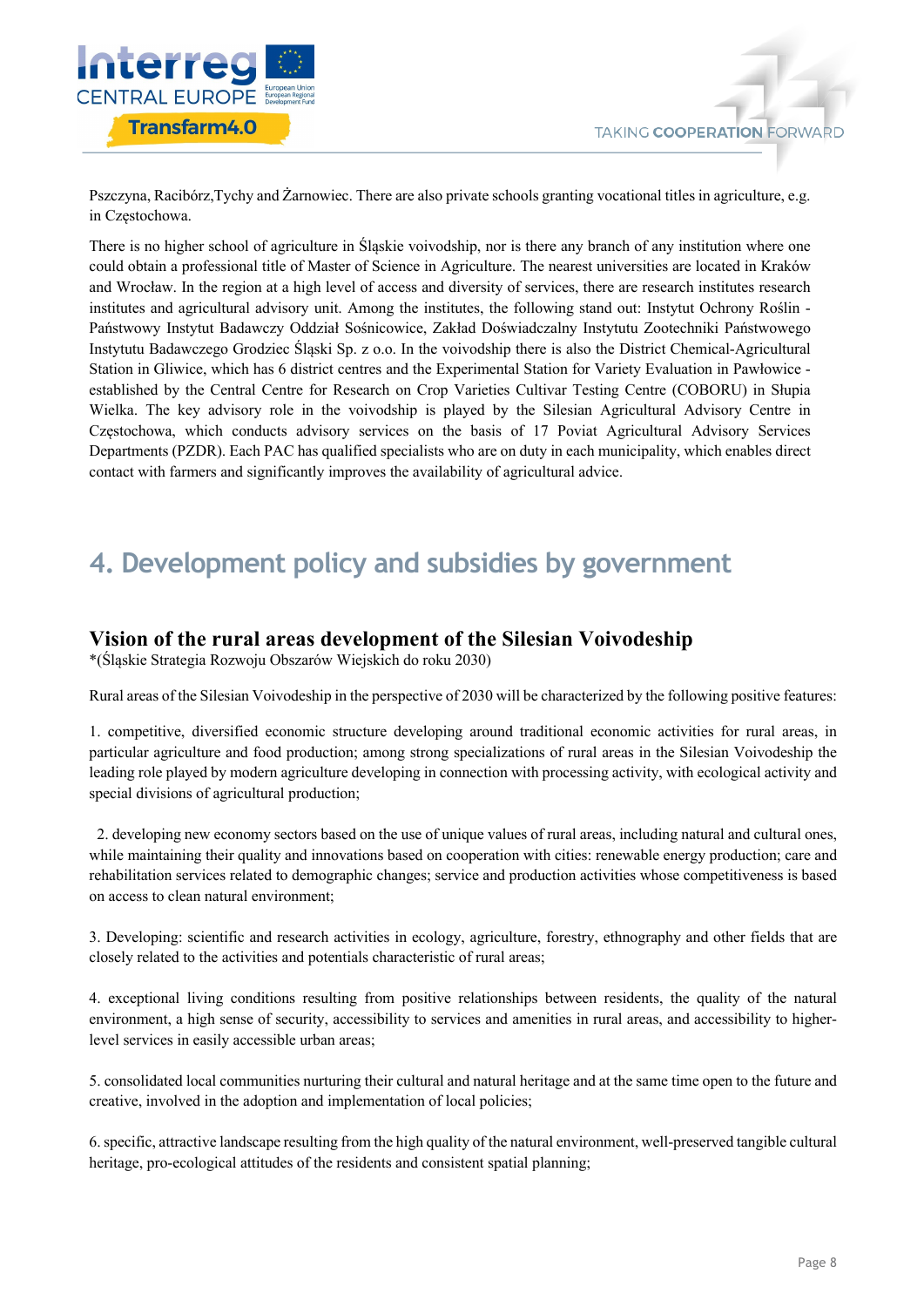Pszczyna, Racibórz,Tychy and Żarnowiec. There are also private schools granting vocational titles in agriculture, e.g. in Częstochowa.

There is no higher school of agriculture in Śląskie voivodship, nor is there any branch of any institution where one could obtain a professional title of Master of Science in Agriculture. The nearest universities are located in Kraków and Wrocław. In the region at a high level of access and diversity of services, there are research institutes research institutes and agricultural advisory unit. Among the institutes, the following stand out: Instytut Ochrony Roślin - Państwowy Instytut Badawczy Oddział Sośnicowice, Zakład Doświadczalny Instytutu Zootechniki Państwowego Instytutu Badawczego Grodziec Śląski Sp. z o.o. In the voivodship there is also the District Chemical-Agricultural Station in Gliwice, which has 6 district centres and the Experimental Station for Variety Evaluation in Pawłowice - established by the Central Centre for Research on Crop Varieties Cultivar Testing Centre (COBORU) in Słupia Wielka. The key advisory role in the voivodship is played by the Silesian Agricultural Advisory Centre in Częstochowa, which conducts advisory services on the basis of 17 Poviat Agricultural Advisory Services Departments (PZDR). Each PAC has qualified specialists who are on duty in each municipality, which enables direct contact with farmers and significantly improves the availability of agricultural advice.

# 4. Development policy and subsidies by government

## Vision of the rural areas development of the Silesian Voivodeship

*(Śląskie Strategia Rozwoju Obszarów Wiejskich do roku 2030)

Rural areas of the Silesian Voivodeship in the perspective of 2030 will be characterized by the following positive features:

1. competitive, diversified economic structure developing around traditional economic activities for rural areas, in particular agriculture and food production; among strong specializations of rural areas in the Silesian Voivodeship the leading role played by modern agriculture developing in connection with processing activity, with ecological activity and special divisions of agricultural production;

2. developing new economy sectors based on the use of unique values of rural areas, including natural and cultural ones, while maintaining their quality and innovations based on cooperation with cities: renewable energy production; care and rehabilitation services related to demographic changes; service and production activities whose competitiveness is based on access to clean natural environment;

3. Developing: scientific and research activities in ecology, agriculture, forestry, ethnography and other fields that are closely related to the activities and potentials characteristic of rural areas;

4. exceptional living conditions resulting from positive relationships between residents, the quality of the natural environment, a high sense of security, accessibility to services and amenities in rural areas, and accessibility to higher-level services in easily accessible urban areas;

5. consolidated local communities nurturing their cultural and natural heritage and at the same time open to the future and creative, involved in the adoption and implementation of local policies;

6. specific, attractive landscape resulting from the high quality of the natural environment, well-preserved tangible cultural heritage, pro-ecological attitudes of the residents and consistent spatial planning;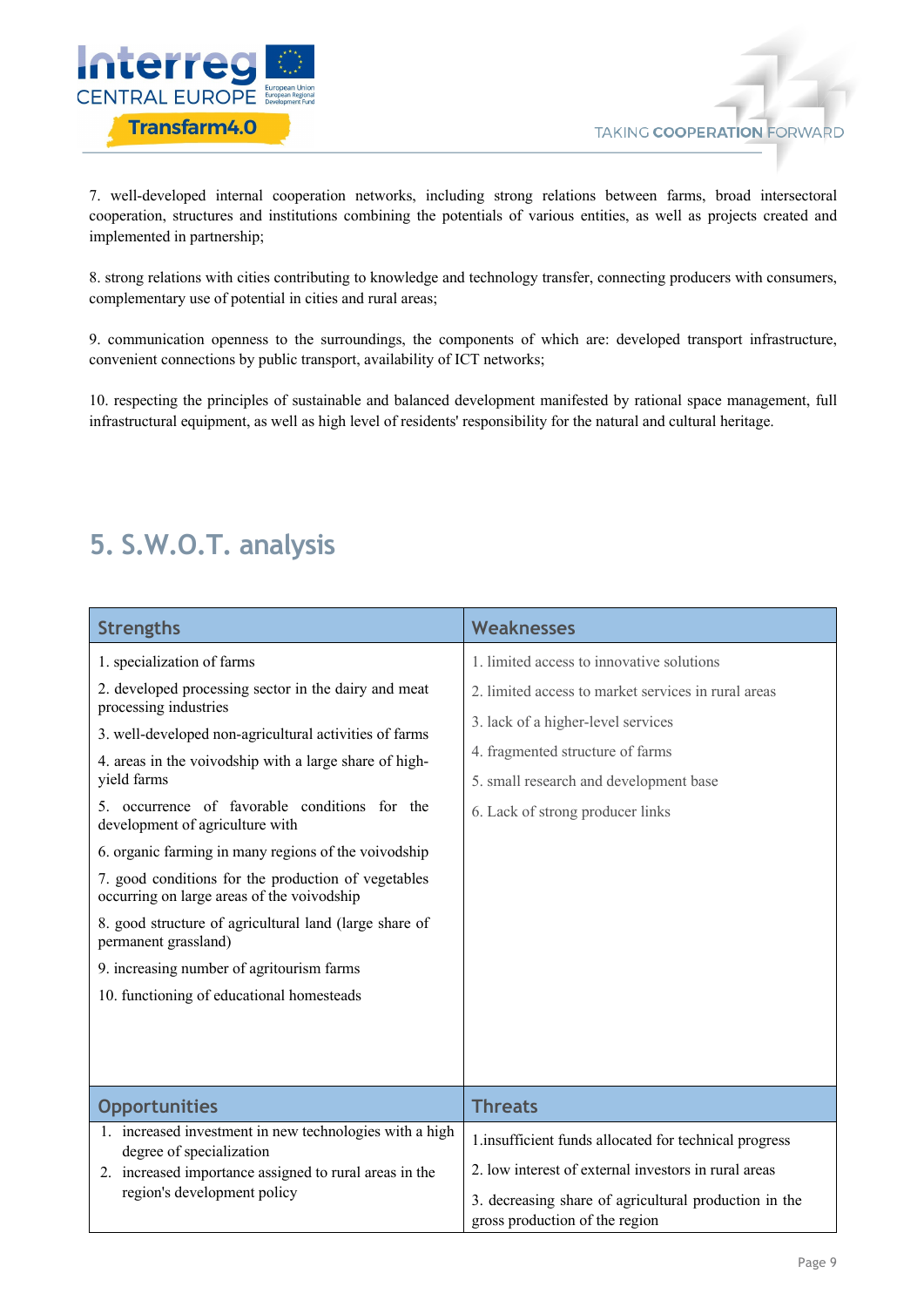7. well-developed internal cooperation networks, including strong relations between farms, broad intersectoral cooperation, structures and institutions combining the potentials of various entities, as well as projects created and implemented in partnership;

8. strong relations with cities contributing to knowledge and technology transfer, connecting producers with consumers, complementary use of potential in cities and rural areas;

9. communication openness to the surroundings, the components of which are: developed transport infrastructure, convenient connections by public transport, availability of ICT networks;

10. respecting the principles of sustainable and balanced development manifested by rational space management, full infrastructural equipment, as well as high level of residents' responsibility for the natural and cultural heritage.

## 5. S.W.O.T. analysis

| Strengths | Weaknesses |
|---|---|
| 1. specialization of farms<br>2. developed processing sector in the dairy and meat processing industries<br>3. well-developed non-agricultural activities of farms<br>4. areas in the voivodship with a large share of high-yield farms<br>5. occurrence of favorable conditions for the development of agriculture with<br>6. organic farming in many regions of the voivodship<br>7. good conditions for the production of vegetables occurring on large areas of the voivodship<br>8. good structure of agricultural land (large share of permanent grassland)<br>9. increasing number of agritourism farms<br>10. functioning of educational homesteads | 1. limited access to innovative solutions<br>2. limited access to market services in rural areas<br>3. lack of a higher-level services<br>4. fragmented structure of farms<br>5. small research and development base<br>6. Lack of strong producer links |
| **Opportunities** | **Threats** |
| 1. increased investment in new technologies with a high degree of specialization<br>2. increased importance assigned to rural areas in the region's development policy | 1.insufficient funds allocated for technical progress<br>2. low interest of external investors in rural areas<br>3. decreasing share of agricultural production in the gross production of the region |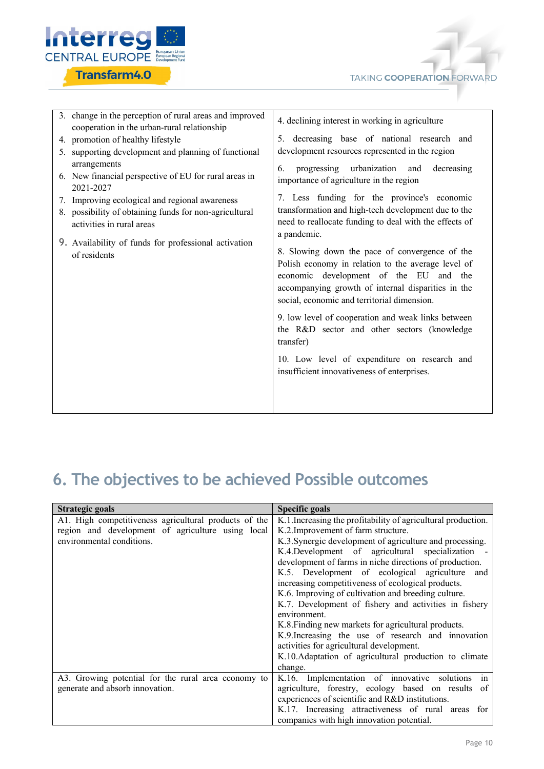| | |
|---|---|
| 3. change in the perception of rural areas and improved cooperation in the urban-rural relationship<br>4. promotion of healthy lifestyle<br>5. supporting development and planning of functional arrangements<br>6. New financial perspective of EU for rural areas in 2021-2027<br>7. Improving ecological and regional awareness<br>8. possibility of obtaining funds for non-agricultural activities in rural areas<br>9. Availability of funds for professional activation of residents | 4. declining interest in working in agriculture<br>5. decreasing base of national research and development resources represented in the region<br>6. progressing urbanization and decreasing importance of agriculture in the region<br>7. Less funding for the province's economic transformation and high-tech development due to the need to reallocate funding to deal with the effects of a pandemic.<br>8. Slowing down the pace of convergence of the Polish economy in relation to the average level of economic development of the EU and the accompanying growth of internal disparities in the social, economic and territorial dimension.<br>9. low level of cooperation and weak links between the R&D sector and other sectors (knowledge transfer)<br>10. Low level of expenditure on research and insufficient innovativeness of enterprises. |

## 6. The objectives to be achieved Possible outcomes

| Strategic goals | Specific goals |
|---|---|
| A1. High competitiveness agricultural products of the region and development of agriculture using local environmental conditions. | K.1.Increasing the profitability of agricultural production.<br>K.2.Improvement of farm structure.<br>K.3.Synergic development of agriculture and processing.<br>K.4.Development of agricultural specialization - development of farms in niche directions of production.<br>K.5. Development of ecological agriculture and increasing competitiveness of ecological products.<br>K.6. Improving of cultivation and breeding culture.<br>K.7. Development of fishery and activities in fishery environment.<br>K.8.Finding new markets for agricultural products.<br>K.9.Increasing the use of research and innovation activities for agricultural development.<br>K.10.Adaptation of agricultural production to climate change. |
| A3. Growing potential for the rural area economy to generate and absorb innovation. | K.16. Implementation of innovative solutions in agriculture, forestry, ecology based on results of experiences of scientific and R&D institutions.<br>K.17. Increasing attractiveness of rural areas for companies with high innovation potential. |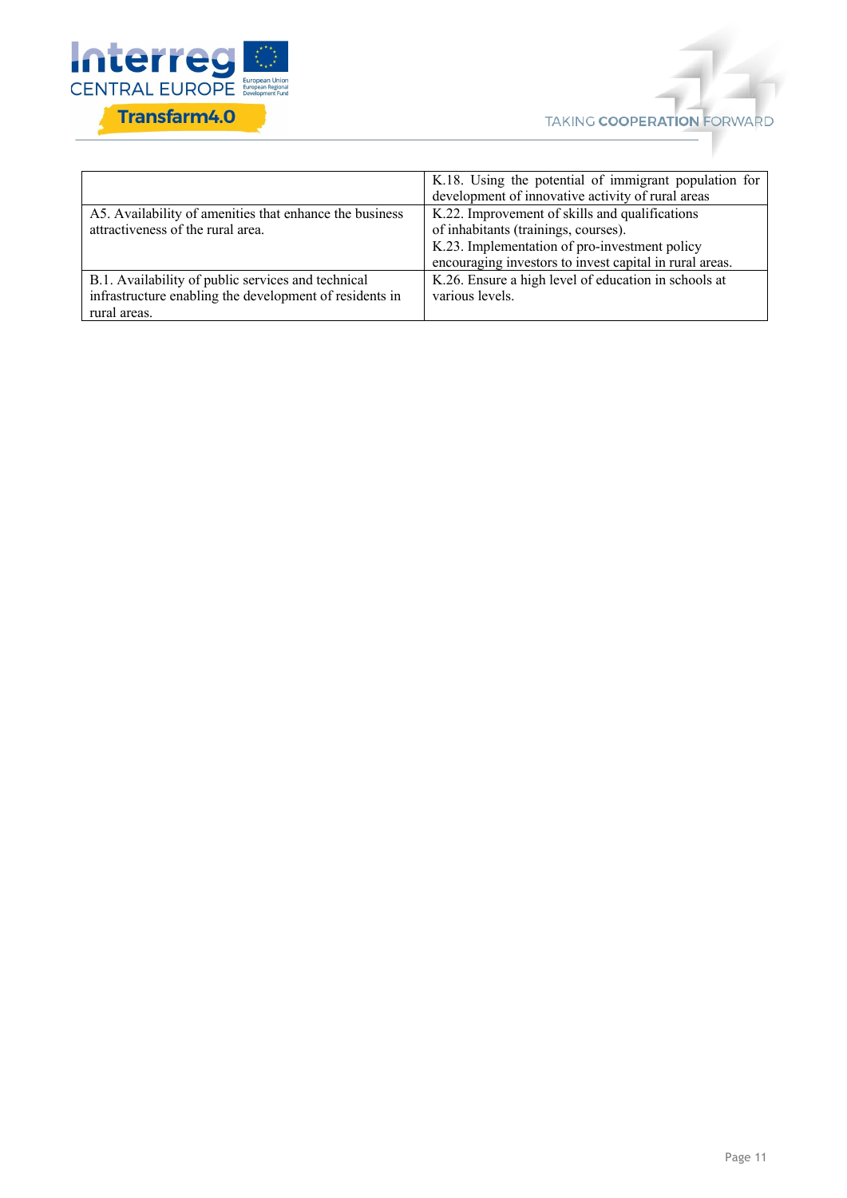| | |
|---|---|
| | K.18. Using the potential of immigrant population for development of innovative activity of rural areas |
| A5. Availability of amenities that enhance the business attractiveness of the rural area. | K.22. Improvement of skills and qualifications of inhabitants (trainings, courses).<br>K.23. Implementation of pro-investment policy encouraging investors to invest capital in rural areas. |
| B.1. Availability of public services and technical infrastructure enabling the development of residents in rural areas. | K.26. Ensure a high level of education in schools at various levels. |